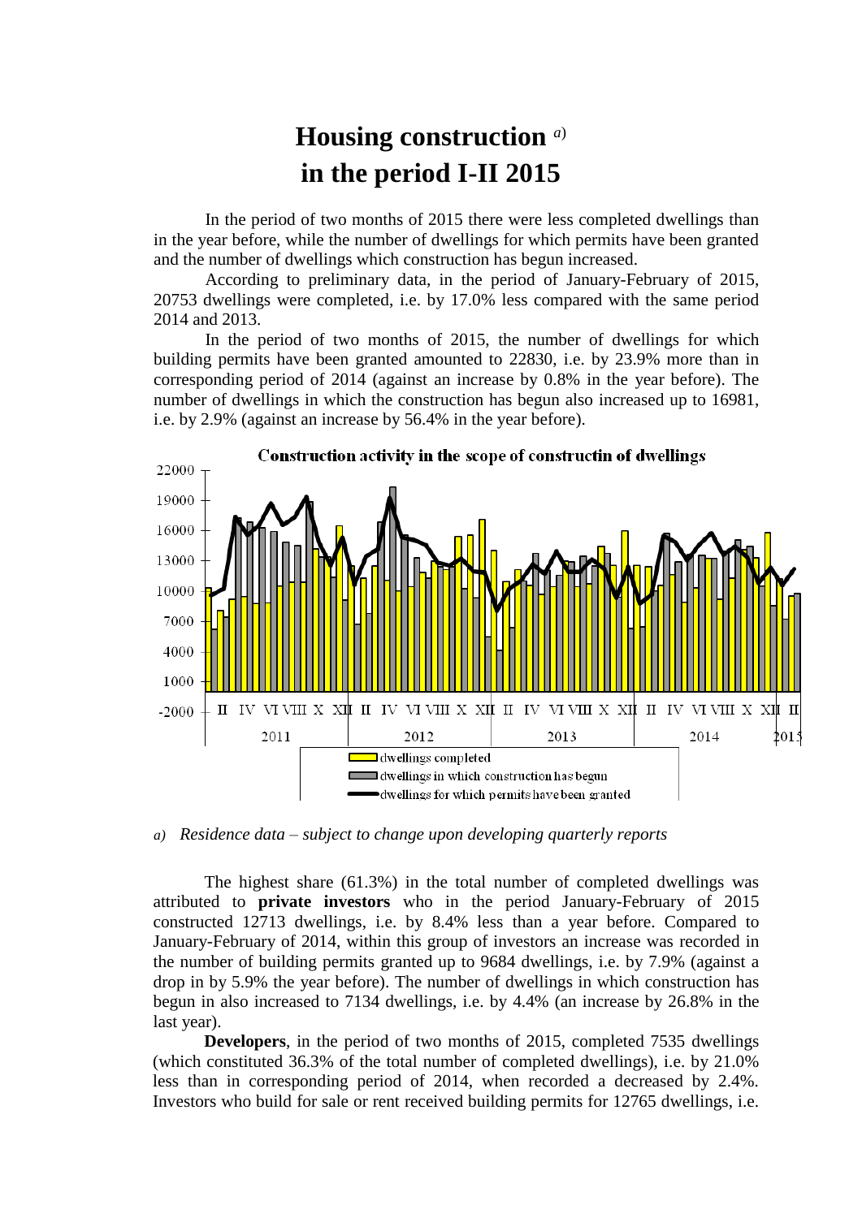# Housing construction [a] in the period I-II 2015

In the period of two months of 2015 there were less completed dwellings than in the year before, while the number of dwellings for which permits have been granted and the number of dwellings which construction has begun increased.

According to preliminary data, in the period of January-February of 2015, 20753 dwellings were completed, i.e. by 17.0% less compared with the same period 2014 and 2013.

In the period of two months of 2015, the number of dwellings for which building permits have been granted amounted to 22830, i.e. by 23.9% more than in corresponding period of 2014 (against an increase by 0.8% in the year before). The number of dwellings in which the construction has begun also increased up to 16981, i.e. by 2.9% (against an increase by 56.4% in the year before).

*a) Residence data – subject to change upon developing quarterly reports*

The highest share (61.3%) in the total number of completed dwellings was attributed to **private investors** who in the period January-February of 2015 constructed 12713 dwellings, i.e. by 8.4% less than a year before. Compared to January-February of 2014, within this group of investors an increase was recorded in the number of building permits granted up to 9684 dwellings, i.e. by 7.9% (against a drop in by 5.9% the year before). The number of dwellings in which construction has begun in also increased to 7134 dwellings, i.e. by 4.4% (an increase by 26.8% in the last year).

**Developers**, in the period of two months of 2015, completed 7535 dwellings (which constituted 36.3% of the total number of completed dwellings), i.e. by 21.0% less than in corresponding period of 2014, when recorded a decreased by 2.4%. Investors who build for sale or rent received building permits for 12765 dwellings, i.e.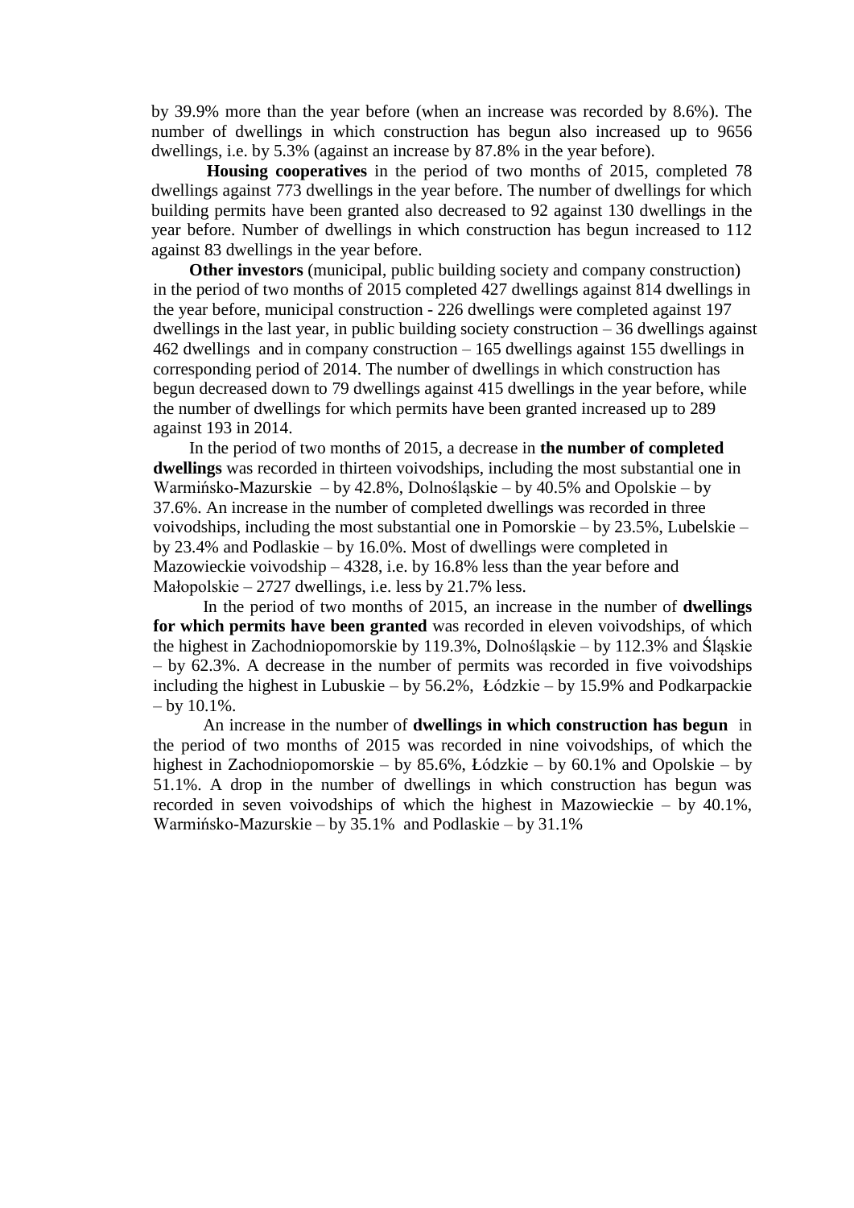by 39.9% more than the year before (when an increase was recorded by 8.6%). The number of dwellings in which construction has begun also increased up to 9656 dwellings, i.e. by 5.3% (against an increase by 87.8% in the year before).

**Housing cooperatives** in the period of two months of 2015, completed 78 dwellings against 773 dwellings in the year before. The number of dwellings for which building permits have been granted also decreased to 92 against 130 dwellings in the year before. Number of dwellings in which construction has begun increased to 112 against 83 dwellings in the year before.

**Other investors** (municipal, public building society and company construction) in the period of two months of 2015 completed 427 dwellings against 814 dwellings in the year before, municipal construction - 226 dwellings were completed against 197 dwellings in the last year, in public building society construction – 36 dwellings against 462 dwellings and in company construction – 165 dwellings against 155 dwellings in corresponding period of 2014. The number of dwellings in which construction has begun decreased down to 79 dwellings against 415 dwellings in the year before, while the number of dwellings for which permits have been granted increased up to 289 against 193 in 2014.

In the period of two months of 2015, a decrease in **the number of completed dwellings** was recorded in thirteen voivodships, including the most substantial one in Warmińsko-Mazurskie – by 42.8%, Dolnośląskie – by 40.5% and Opolskie – by 37.6%. An increase in the number of completed dwellings was recorded in three voivodships, including the most substantial one in Pomorskie – by 23.5%, Lubelskie – by 23.4% and Podlaskie – by 16.0%. Most of dwellings were completed in Mazowieckie voivodship – 4328, i.e. by 16.8% less than the year before and Małopolskie – 2727 dwellings, i.e. less by 21.7% less.

In the period of two months of 2015, an increase in the number of **dwellings for which permits have been granted** was recorded in eleven voivodships, of which the highest in Zachodniopomorskie by 119.3%, Dolnośląskie – by 112.3% and Śląskie – by 62.3%. A decrease in the number of permits was recorded in five voivodships including the highest in Lubuskie – by 56.2%, Łódzkie – by 15.9% and Podkarpackie – by 10.1%.

An increase in the number of **dwellings in which construction has begun** in the period of two months of 2015 was recorded in nine voivodships, of which the highest in Zachodniopomorskie – by 85.6%, Łódzkie – by 60.1% and Opolskie – by 51.1%. A drop in the number of dwellings in which construction has begun was recorded in seven voivodships of which the highest in Mazowieckie – by 40.1%, Warmińsko-Mazurskie – by 35.1% and Podlaskie – by 31.1%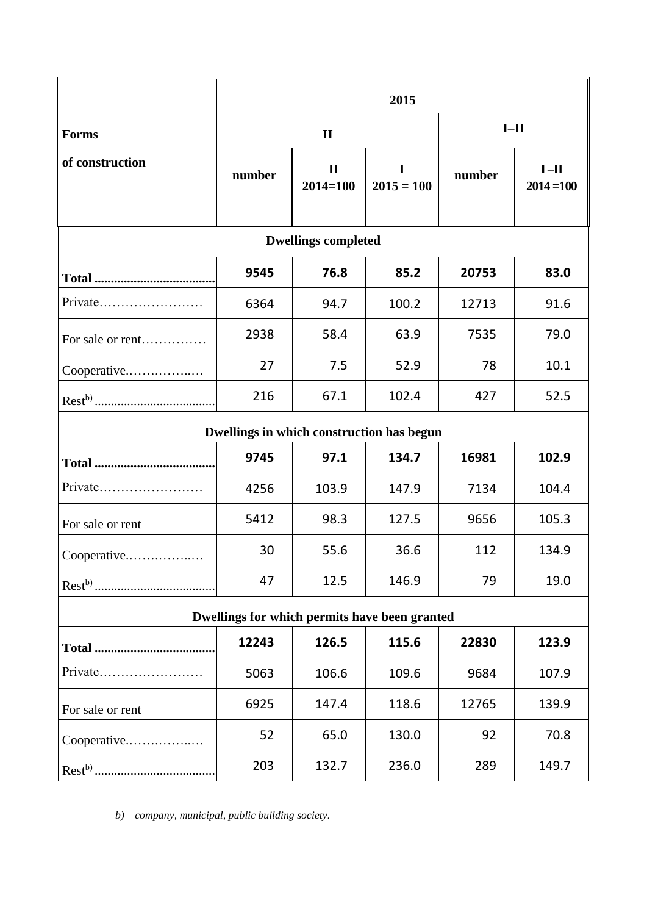| Forms of construction | 2015 | | | | |
|---|---|---|---|---|---|
| | II | | | I–II | |
| | number | II 2014=100 | I 2015 = 100 | number | I –II 2014 =100 |
| **Dwellings completed** | | | | | |
| **Total** | **9545** | **76.8** | **85.2** | **20753** | **83.0** |
| Private | 6364 | 94.7 | 100.2 | 12713 | 91.6 |
| For sale or rent | 2938 | 58.4 | 63.9 | 7535 | 79.0 |
| Cooperative | 27 | 7.5 | 52.9 | 78 | 10.1 |
| Rest[b)] | 216 | 67.1 | 102.4 | 427 | 52.5 |
| **Dwellings in which construction has begun** | | | | | |
| **Total** | **9745** | **97.1** | **134.7** | **16981** | **102.9** |
| Private | 4256 | 103.9 | 147.9 | 7134 | 104.4 |
| For sale or rent | 5412 | 98.3 | 127.5 | 9656 | 105.3 |
| Cooperative | 30 | 55.6 | 36.6 | 112 | 134.9 |
| Rest[b)] | 47 | 12.5 | 146.9 | 79 | 19.0 |
| **Dwellings for which permits have been granted** | | | | | |
| **Total** | **12243** | **126.5** | **115.6** | **22830** | **123.9** |
| Private | 5063 | 106.6 | 109.6 | 9684 | 107.9 |
| For sale or rent | 6925 | 147.4 | 118.6 | 12765 | 139.9 |
| Cooperative | 52 | 65.0 | 130.0 | 92 | 70.8 |
| Rest[b)] | 203 | 132.7 | 236.0 | 289 | 149.7 |

*b) company, municipal, public building society.*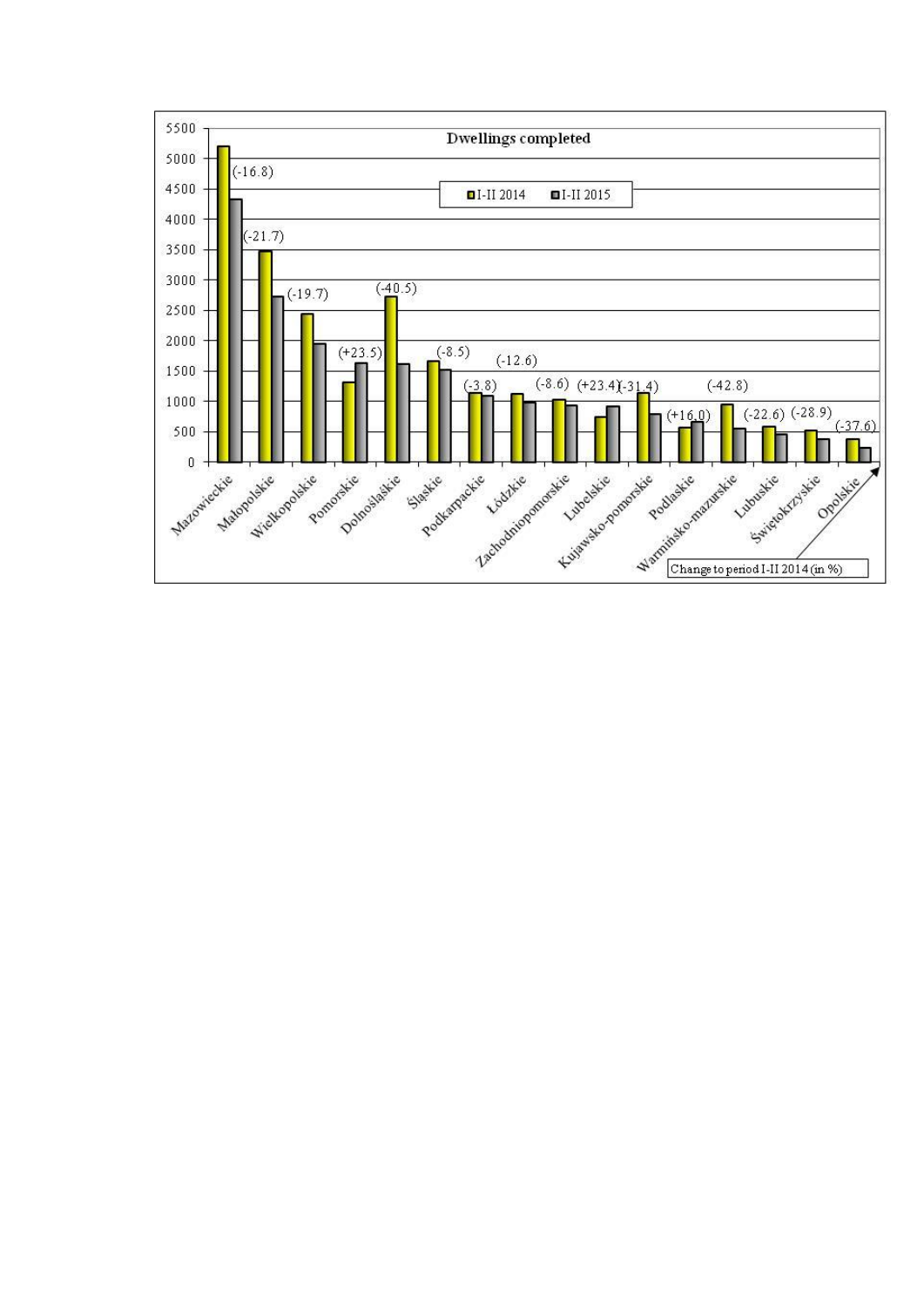**Dwellings completed**

Legend: I-II 2014 | I-II 2015

Change to period I-II 2014 (in %)

| Voivodship | Change to period I-II 2014 (in %) |
|---|---|
| Mazowieckie | (-16.8) |
| Małopolskie | (-21.7) |
| Wielkopolskie | (-19.7) |
| Pomorskie | (+23.5) |
| Dolnośląskie | (-40.5) |
| Śląskie | (-8.5) |
| Podkarpackie | (-3.8) |
| Łódzkie | (-12.6) |
| Zachodniopomorskie | (-8.6) |
| Lubelskie | (+23.4) |
| Kujawsko-pomorskie | (-31.4) |
| Podlaskie | (+16.0) |
| Warmińsko-mazurskie | (-42.8) |
| Lubuskie | (-22.6) |
| Świętokrzyskie | (-28.9) |
| Opolskie | (-37.6) |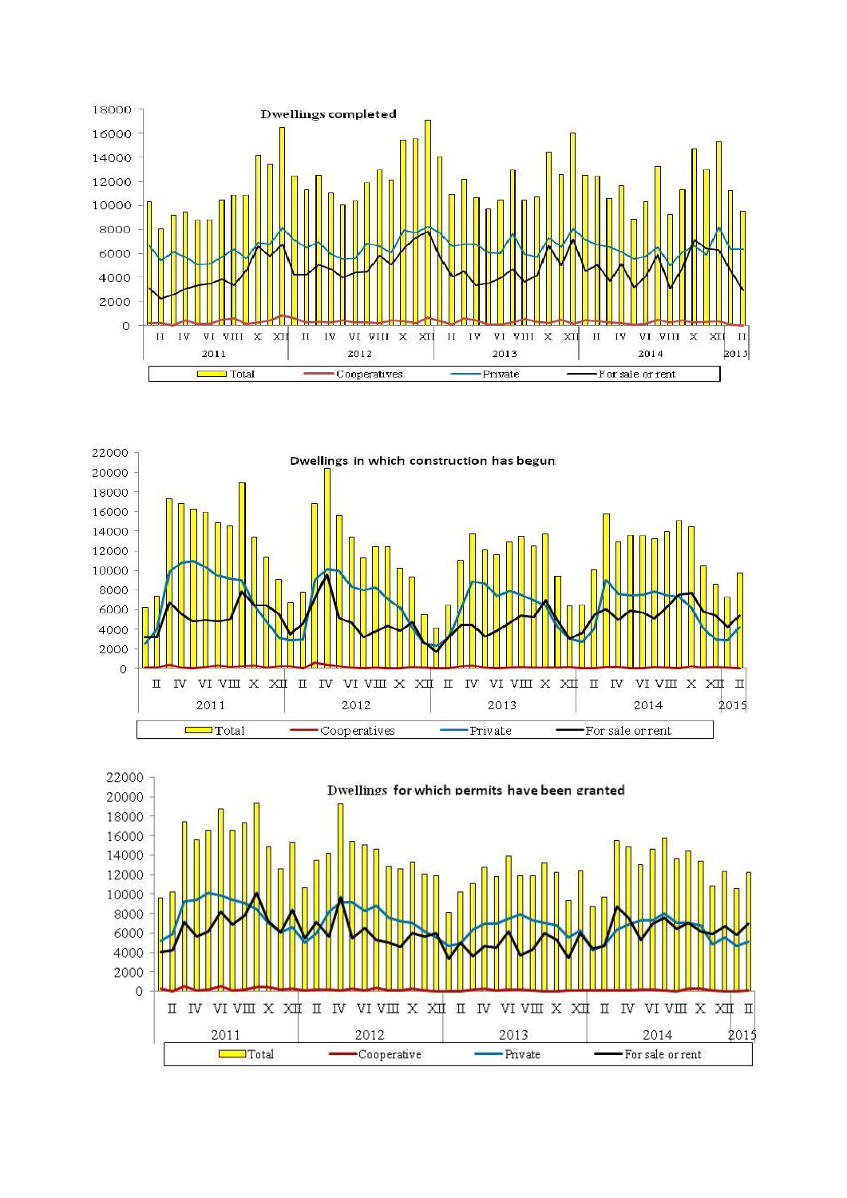Dwellings completed

18000
16000
14000
12000
10000
8000
6000
4000
2000
0

II IV VI VIII X XII II IV VI VIII X XII II IV VI VIII X XII II IV VI VIII X XII II

2011 2012 2013 2014 2015

Total Cooperatives Private For sale or rent

Dwellings in which construction has begun

22000
20000
18000
16000
14000
12000
10000
8000
6000
4000
2000
0

II IV VI VIII X XII II IV VI VIII X XII II IV VI VIII X XII II IV VI VIII X XII II

2011 2012 2013 2014 2015

Total Cooperatives Private For sale or rent

Dwellings for which permits have been granted

22000
20000
18000
16000
14000
12000
10000
8000
6000
4000
2000
0

II IV VI VIII X XII II IV VI VIII X XII II IV VI VIII X XII II IV VI VIII X XII II

2011 2012 2013 2014 2015

Total Cooperative Private For sale or rent